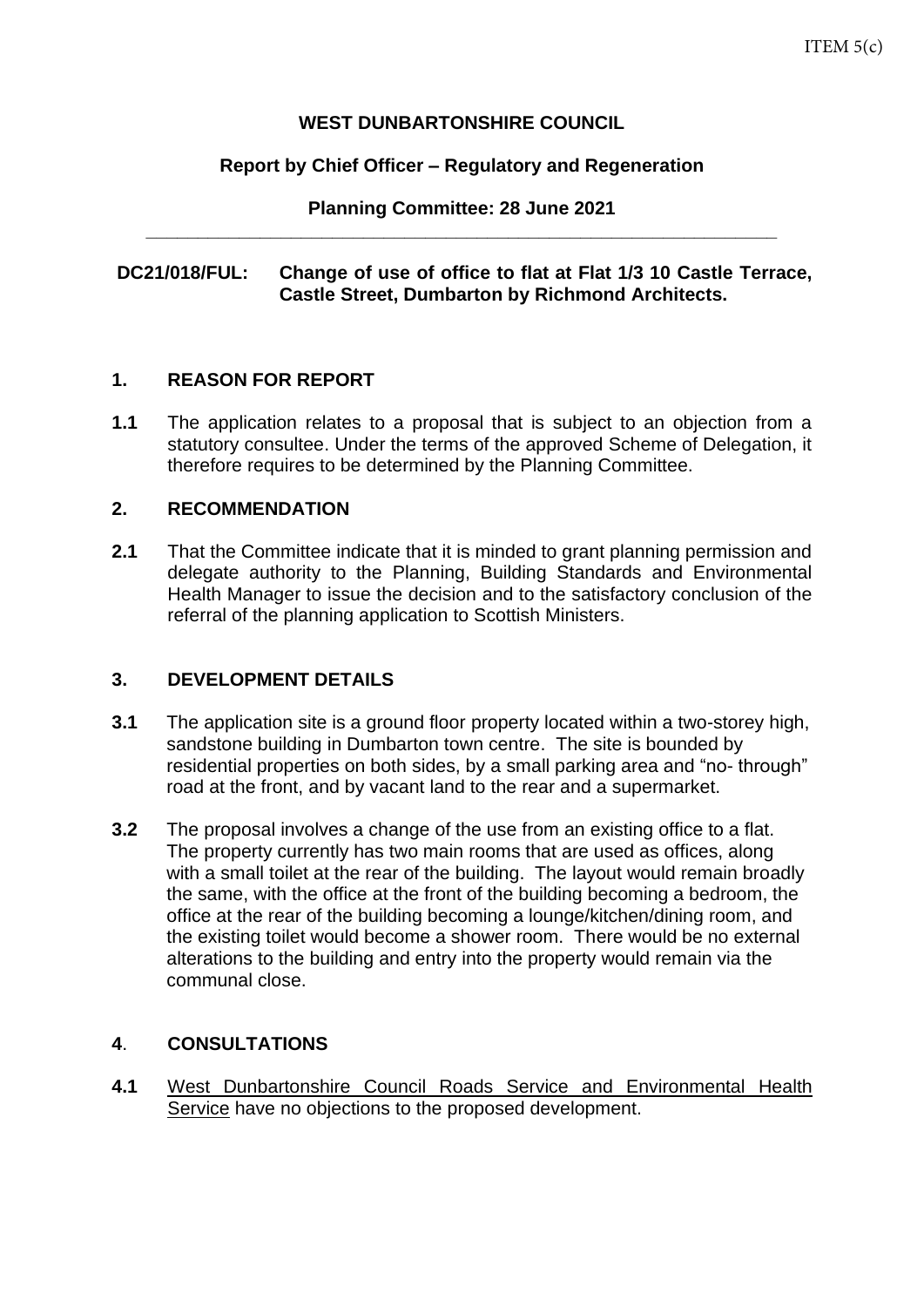ITEM 5(c)

**WEST DUNBARTONSHIRE COUNCIL**

**Report by Chief Officer – Regulatory and Regeneration**

**Planning Committee: 28 June 2021**

---

**DC21/018/FUL: Change of use of office to flat at Flat 1/3 10 Castle Terrace, Castle Street, Dumbarton by Richmond Architects.**

## 1. REASON FOR REPORT

**1.1** The application relates to a proposal that is subject to an objection from a statutory consultee. Under the terms of the approved Scheme of Delegation, it therefore requires to be determined by the Planning Committee.

## 2. RECOMMENDATION

**2.1** That the Committee indicate that it is minded to grant planning permission and delegate authority to the Planning, Building Standards and Environmental Health Manager to issue the decision and to the satisfactory conclusion of the referral of the planning application to Scottish Ministers.

## 3. DEVELOPMENT DETAILS

**3.1** The application site is a ground floor property located within a two-storey high, sandstone building in Dumbarton town centre. The site is bounded by residential properties on both sides, by a small parking area and "no- through" road at the front, and by vacant land to the rear and a supermarket.

**3.2** The proposal involves a change of the use from an existing office to a flat. The property currently has two main rooms that are used as offices, along with a small toilet at the rear of the building. The layout would remain broadly the same, with the office at the front of the building becoming a bedroom, the office at the rear of the building becoming a lounge/kitchen/dining room, and the existing toilet would become a shower room. There would be no external alterations to the building and entry into the property would remain via the communal close.

## 4. CONSULTATIONS

**4.1** West Dunbartonshire Council Roads Service and Environmental Health Service have no objections to the proposed development.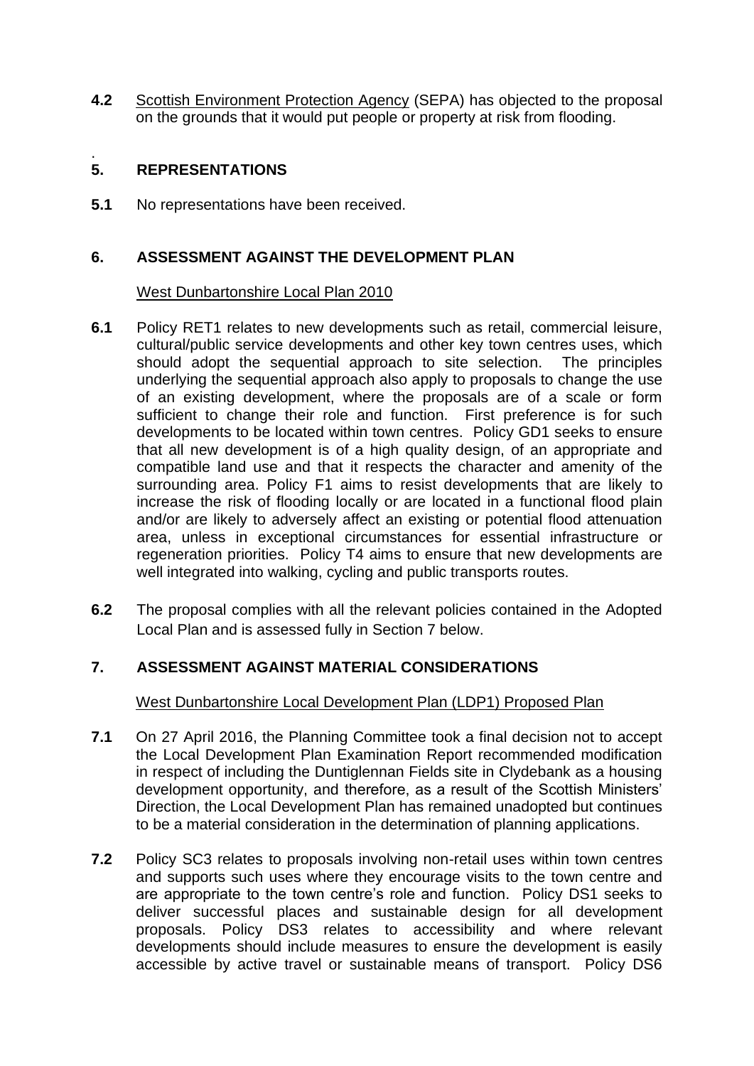**4.2** Scottish Environment Protection Agency (SEPA) has objected to the proposal on the grounds that it would put people or property at risk from flooding.

## 5. REPRESENTATIONS

**5.1** No representations have been received.

## 6. ASSESSMENT AGAINST THE DEVELOPMENT PLAN

West Dunbartonshire Local Plan 2010

**6.1** Policy RET1 relates to new developments such as retail, commercial leisure, cultural/public service developments and other key town centres uses, which should adopt the sequential approach to site selection. The principles underlying the sequential approach also apply to proposals to change the use of an existing development, where the proposals are of a scale or form sufficient to change their role and function. First preference is for such developments to be located within town centres. Policy GD1 seeks to ensure that all new development is of a high quality design, of an appropriate and compatible land use and that it respects the character and amenity of the surrounding area. Policy F1 aims to resist developments that are likely to increase the risk of flooding locally or are located in a functional flood plain and/or are likely to adversely affect an existing or potential flood attenuation area, unless in exceptional circumstances for essential infrastructure or regeneration priorities. Policy T4 aims to ensure that new developments are well integrated into walking, cycling and public transports routes.

**6.2** The proposal complies with all the relevant policies contained in the Adopted Local Plan and is assessed fully in Section 7 below.

## 7. ASSESSMENT AGAINST MATERIAL CONSIDERATIONS

West Dunbartonshire Local Development Plan (LDP1) Proposed Plan

**7.1** On 27 April 2016, the Planning Committee took a final decision not to accept the Local Development Plan Examination Report recommended modification in respect of including the Duntiglennan Fields site in Clydebank as a housing development opportunity, and therefore, as a result of the Scottish Ministers' Direction, the Local Development Plan has remained unadopted but continues to be a material consideration in the determination of planning applications.

**7.2** Policy SC3 relates to proposals involving non-retail uses within town centres and supports such uses where they encourage visits to the town centre and are appropriate to the town centre's role and function. Policy DS1 seeks to deliver successful places and sustainable design for all development proposals. Policy DS3 relates to accessibility and where relevant developments should include measures to ensure the development is easily accessible by active travel or sustainable means of transport. Policy DS6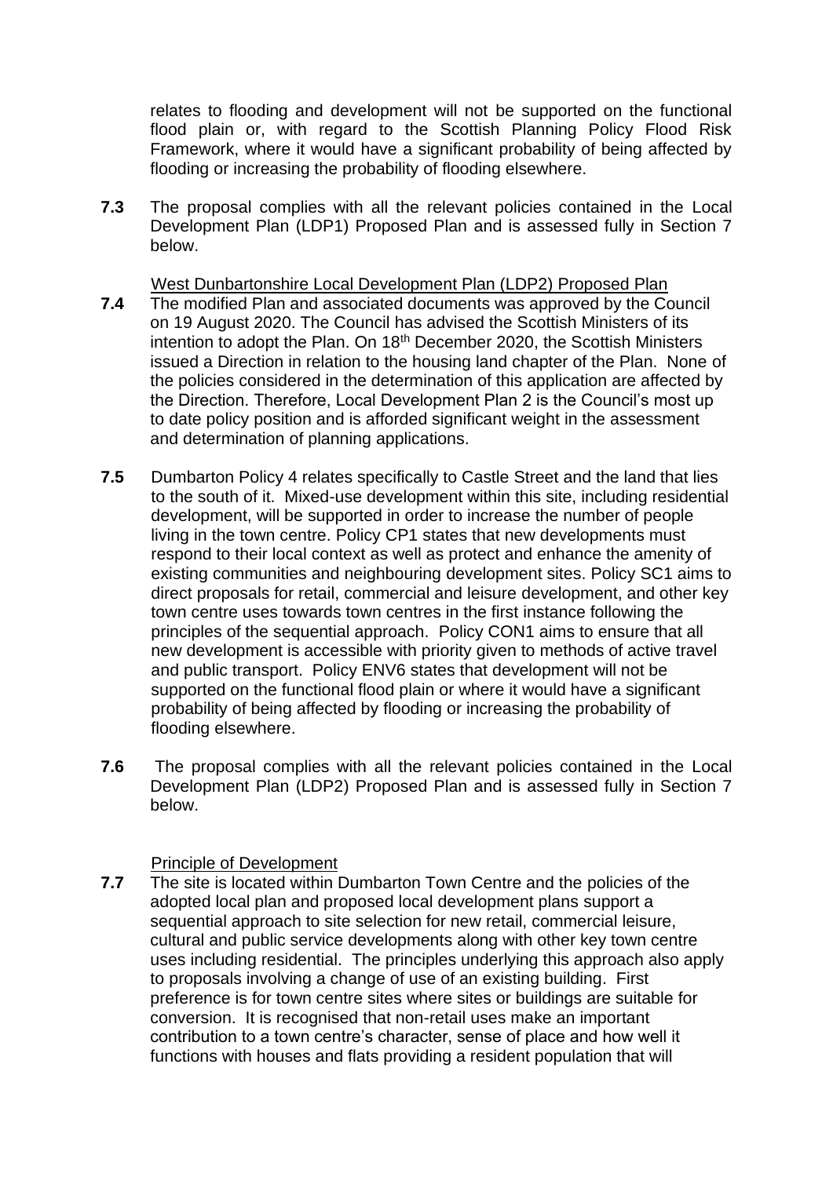relates to flooding and development will not be supported on the functional flood plain or, with regard to the Scottish Planning Policy Flood Risk Framework, where it would have a significant probability of being affected by flooding or increasing the probability of flooding elsewhere.

**7.3** The proposal complies with all the relevant policies contained in the Local Development Plan (LDP1) Proposed Plan and is assessed fully in Section 7 below.

West Dunbartonshire Local Development Plan (LDP2) Proposed Plan

**7.4** The modified Plan and associated documents was approved by the Council on 19 August 2020. The Council has advised the Scottish Ministers of its intention to adopt the Plan. On 18th December 2020, the Scottish Ministers issued a Direction in relation to the housing land chapter of the Plan. None of the policies considered in the determination of this application are affected by the Direction. Therefore, Local Development Plan 2 is the Council's most up to date policy position and is afforded significant weight in the assessment and determination of planning applications.

**7.5** Dumbarton Policy 4 relates specifically to Castle Street and the land that lies to the south of it. Mixed-use development within this site, including residential development, will be supported in order to increase the number of people living in the town centre. Policy CP1 states that new developments must respond to their local context as well as protect and enhance the amenity of existing communities and neighbouring development sites. Policy SC1 aims to direct proposals for retail, commercial and leisure development, and other key town centre uses towards town centres in the first instance following the principles of the sequential approach. Policy CON1 aims to ensure that all new development is accessible with priority given to methods of active travel and public transport. Policy ENV6 states that development will not be supported on the functional flood plain or where it would have a significant probability of being affected by flooding or increasing the probability of flooding elsewhere.

**7.6** The proposal complies with all the relevant policies contained in the Local Development Plan (LDP2) Proposed Plan and is assessed fully in Section 7 below.

Principle of Development

**7.7** The site is located within Dumbarton Town Centre and the policies of the adopted local plan and proposed local development plans support a sequential approach to site selection for new retail, commercial leisure, cultural and public service developments along with other key town centre uses including residential. The principles underlying this approach also apply to proposals involving a change of use of an existing building. First preference is for town centre sites where sites or buildings are suitable for conversion. It is recognised that non-retail uses make an important contribution to a town centre's character, sense of place and how well it functions with houses and flats providing a resident population that will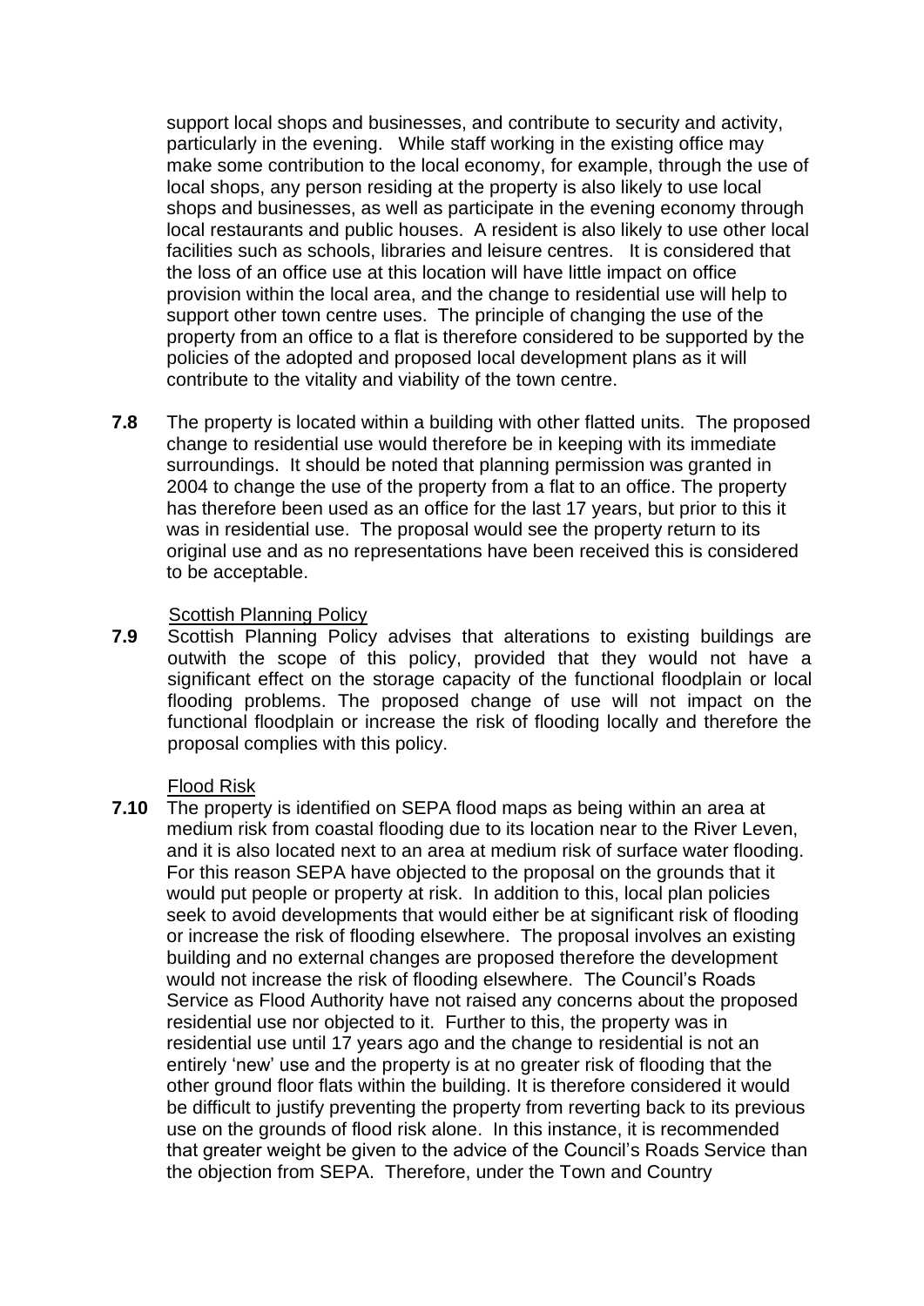support local shops and businesses, and contribute to security and activity, particularly in the evening. While staff working in the existing office may make some contribution to the local economy, for example, through the use of local shops, any person residing at the property is also likely to use local shops and businesses, as well as participate in the evening economy through local restaurants and public houses. A resident is also likely to use other local facilities such as schools, libraries and leisure centres. It is considered that the loss of an office use at this location will have little impact on office provision within the local area, and the change to residential use will help to support other town centre uses. The principle of changing the use of the property from an office to a flat is therefore considered to be supported by the policies of the adopted and proposed local development plans as it will contribute to the vitality and viability of the town centre.

**7.8** The property is located within a building with other flatted units. The proposed change to residential use would therefore be in keeping with its immediate surroundings. It should be noted that planning permission was granted in 2004 to change the use of the property from a flat to an office. The property has therefore been used as an office for the last 17 years, but prior to this it was in residential use. The proposal would see the property return to its original use and as no representations have been received this is considered to be acceptable.

Scottish Planning Policy

**7.9** Scottish Planning Policy advises that alterations to existing buildings are outwith the scope of this policy, provided that they would not have a significant effect on the storage capacity of the functional floodplain or local flooding problems. The proposed change of use will not impact on the functional floodplain or increase the risk of flooding locally and therefore the proposal complies with this policy.

Flood Risk

**7.10** The property is identified on SEPA flood maps as being within an area at medium risk from coastal flooding due to its location near to the River Leven, and it is also located next to an area at medium risk of surface water flooding. For this reason SEPA have objected to the proposal on the grounds that it would put people or property at risk. In addition to this, local plan policies seek to avoid developments that would either be at significant risk of flooding or increase the risk of flooding elsewhere. The proposal involves an existing building and no external changes are proposed therefore the development would not increase the risk of flooding elsewhere. The Council's Roads Service as Flood Authority have not raised any concerns about the proposed residential use nor objected to it. Further to this, the property was in residential use until 17 years ago and the change to residential is not an entirely 'new' use and the property is at no greater risk of flooding that the other ground floor flats within the building. It is therefore considered it would be difficult to justify preventing the property from reverting back to its previous use on the grounds of flood risk alone. In this instance, it is recommended that greater weight be given to the advice of the Council's Roads Service than the objection from SEPA. Therefore, under the Town and Country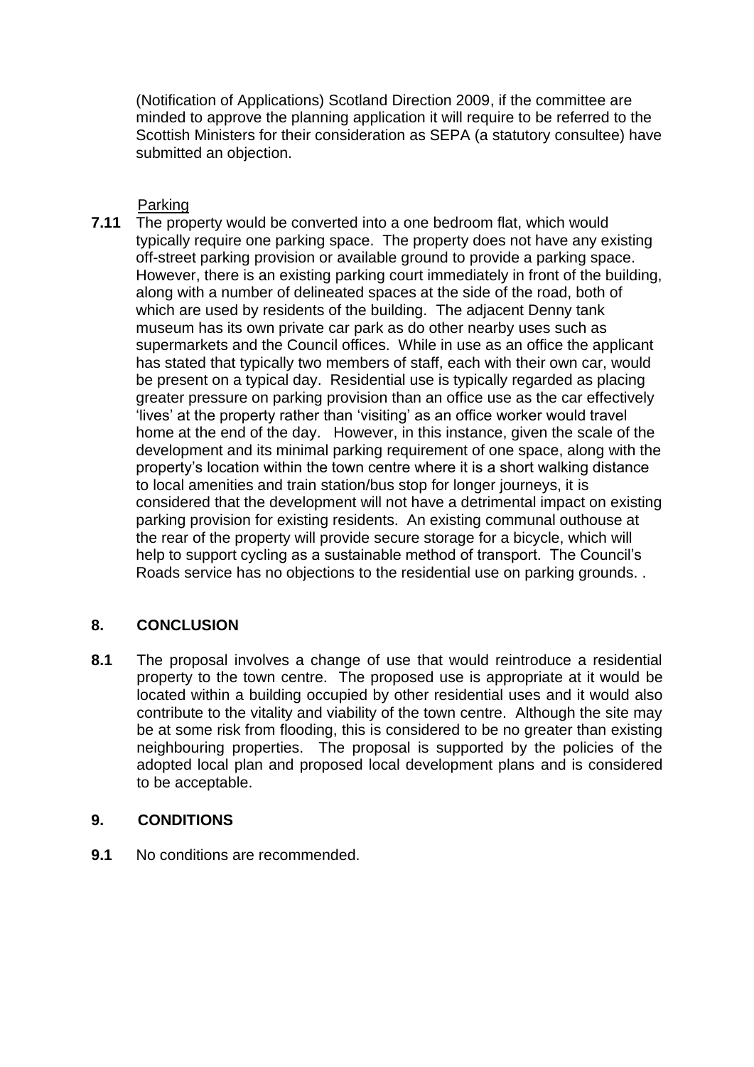(Notification of Applications) Scotland Direction 2009, if the committee are minded to approve the planning application it will require to be referred to the Scottish Ministers for their consideration as SEPA (a statutory consultee) have submitted an objection.

Parking

**7.11** The property would be converted into a one bedroom flat, which would typically require one parking space. The property does not have any existing off-street parking provision or available ground to provide a parking space. However, there is an existing parking court immediately in front of the building, along with a number of delineated spaces at the side of the road, both of which are used by residents of the building. The adjacent Denny tank museum has its own private car park as do other nearby uses such as supermarkets and the Council offices. While in use as an office the applicant has stated that typically two members of staff, each with their own car, would be present on a typical day. Residential use is typically regarded as placing greater pressure on parking provision than an office use as the car effectively 'lives' at the property rather than 'visiting' as an office worker would travel home at the end of the day. However, in this instance, given the scale of the development and its minimal parking requirement of one space, along with the property's location within the town centre where it is a short walking distance to local amenities and train station/bus stop for longer journeys, it is considered that the development will not have a detrimental impact on existing parking provision for existing residents. An existing communal outhouse at the rear of the property will provide secure storage for a bicycle, which will help to support cycling as a sustainable method of transport. The Council's Roads service has no objections to the residential use on parking grounds. .

## 8. CONCLUSION

**8.1** The proposal involves a change of use that would reintroduce a residential property to the town centre. The proposed use is appropriate at it would be located within a building occupied by other residential uses and it would also contribute to the vitality and viability of the town centre. Although the site may be at some risk from flooding, this is considered to be no greater than existing neighbouring properties. The proposal is supported by the policies of the adopted local plan and proposed local development plans and is considered to be acceptable.

## 9. CONDITIONS

**9.1** No conditions are recommended.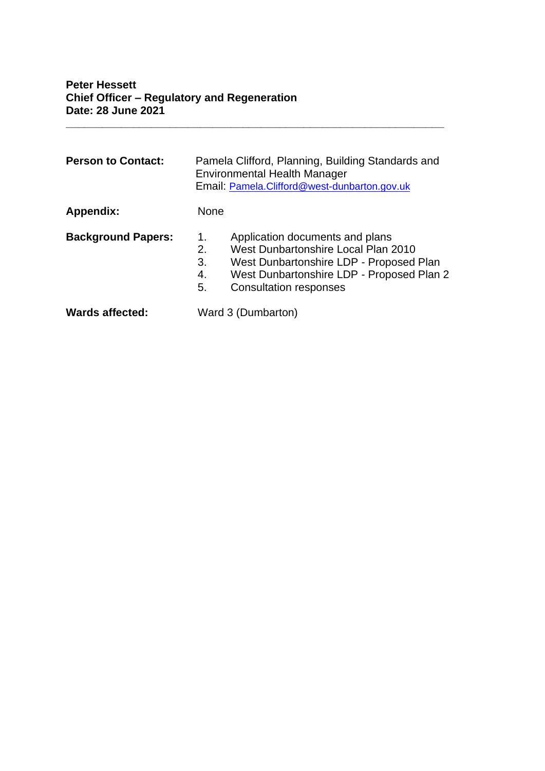**Peter Hessett**
**Chief Officer – Regulatory and Regeneration**
**Date: 28 June 2021**

---

| | |
|---|---|
| **Person to Contact:** | Pamela Clifford, Planning, Building Standards and Environmental Health Manager<br>Email: Pamela.Clifford@west-dunbarton.gov.uk |
| **Appendix:** | None |
| **Background Papers:** | 1. Application documents and plans<br>2. West Dunbartonshire Local Plan 2010<br>3. West Dunbartonshire LDP - Proposed Plan<br>4. West Dunbartonshire LDP - Proposed Plan 2<br>5. Consultation responses |
| **Wards affected:** | Ward 3 (Dumbarton) |